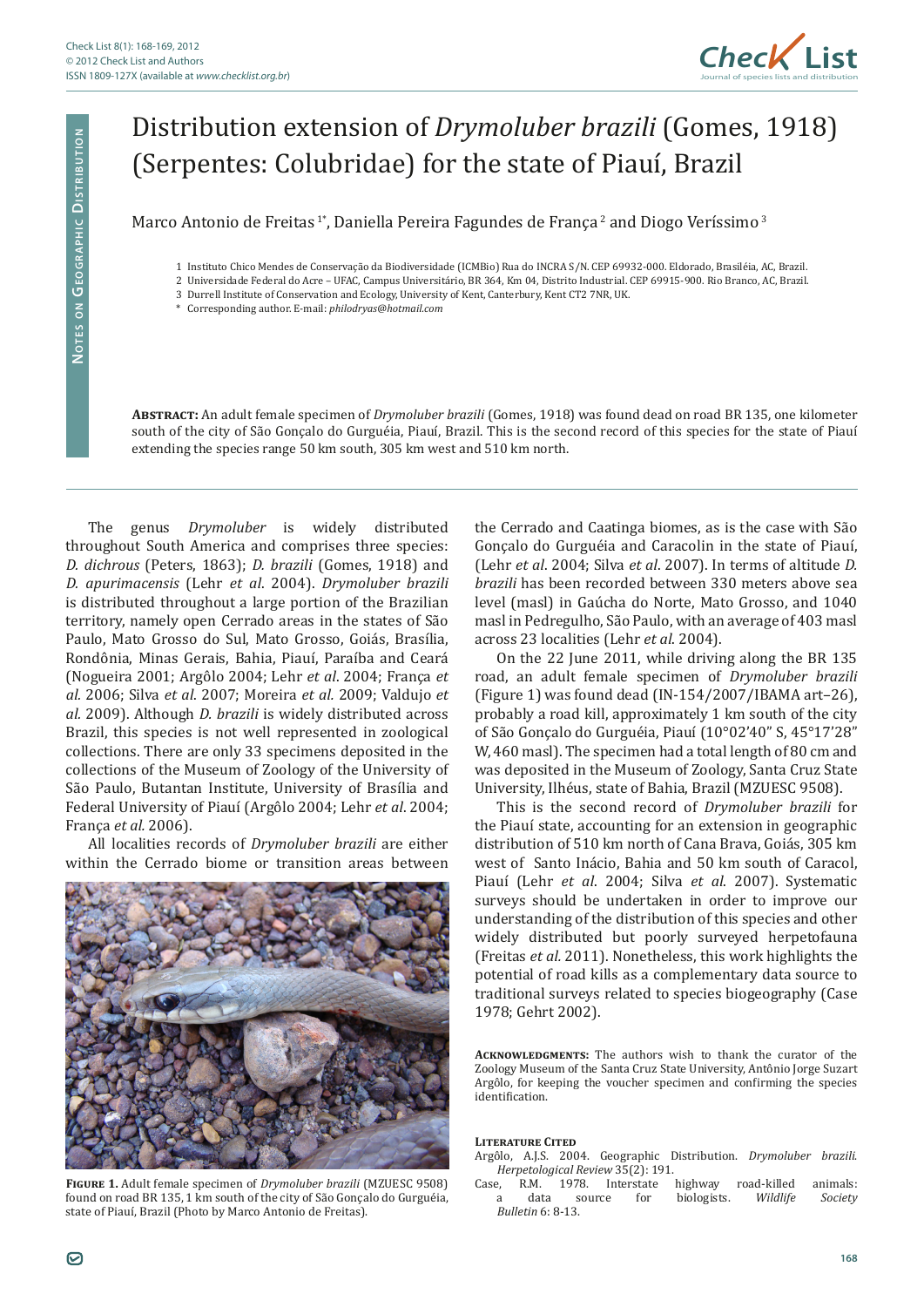# Distribution extension of *Drymoluber brazili* (Gomes, 1918) (Serpentes: Colubridae) for the state of Piauí, Brazil

Marco Antonio de Freitas [1*], Daniella Pereira Fagundes de França [2] and Diogo Veríssimo [3]

1 Instituto Chico Mendes de Conservação da Biodiversidade (ICMBio) Rua do INCRA S/N. CEP 69932-000. Eldorado, Brasiléia, AC, Brazil.
2 Universidade Federal do Acre – UFAC, Campus Universitário, BR 364, Km 04, Distrito Industrial. CEP 69915-900. Rio Branco, AC, Brazil.
3 Durrell Institute of Conservation and Ecology, University of Kent, Canterbury, Kent CT2 7NR, UK.
\* Corresponding author. E-mail: *philodryas@hotmail.com*

**Abstract:** An adult female specimen of *Drymoluber brazili* (Gomes, 1918) was found dead on road BR 135, one kilometer south of the city of São Gonçalo do Gurguéia, Piauí, Brazil. This is the second record of this species for the state of Piauí extending the species range 50 km south, 305 km west and 510 km north.

The genus *Drymoluber* is widely distributed throughout South America and comprises three species: *D. dichrous* (Peters, 1863); *D. brazili* (Gomes, 1918) and *D. apurimacensis* (Lehr *et al*. 2004). *Drymoluber brazili* is distributed throughout a large portion of the Brazilian territory, namely open Cerrado areas in the states of São Paulo, Mato Grosso do Sul, Mato Grosso, Goiás, Brasília, Rondônia, Minas Gerais, Bahia, Piauí, Paraíba and Ceará (Nogueira 2001; Argôlo 2004; Lehr *et al*. 2004; França *et al.* 2006; Silva *et al*. 2007; Moreira *et al.* 2009; Valdujo *et al.* 2009). Although *D. brazili* is widely distributed across Brazil, this species is not well represented in zoological collections. There are only 33 specimens deposited in the collections of the Museum of Zoology of the University of São Paulo, Butantan Institute, University of Brasília and Federal University of Piauí (Argôlo 2004; Lehr *et al*. 2004; França *et al.* 2006).

All localities records of *Drymoluber brazili* are either within the Cerrado biome or transition areas between the Cerrado and Caatinga biomes, as is the case with São Gonçalo do Gurguéia and Caracolin in the state of Piauí, (Lehr *et al*. 2004; Silva *et al*. 2007). In terms of altitude *D. brazili* has been recorded between 330 meters above sea level (masl) in Gaúcha do Norte, Mato Grosso, and 1040 masl in Pedregulho, São Paulo, with an average of 403 masl across 23 localities (Lehr *et al*. 2004).

On the 22 June 2011, while driving along the BR 135 road, an adult female specimen of *Drymoluber brazili* (Figure 1) was found dead (IN-154/2007/IBAMA art–26), probably a road kill, approximately 1 km south of the city of São Gonçalo do Gurguéia, Piauí (10°02'40" S, 45°17'28" W, 460 masl). The specimen had a total length of 80 cm and was deposited in the Museum of Zoology, Santa Cruz State University, Ilhéus, state of Bahia, Brazil (MZUESC 9508).

**Figure 1.** Adult female specimen of *Drymoluber brazili* (MZUESC 9508) found on road BR 135, 1 km south of the city of São Gonçalo do Gurguéia, state of Piauí, Brazil (Photo by Marco Antonio de Freitas).

This is the second record of *Drymoluber brazili* for the Piauí state, accounting for an extension in geographic distribution of 510 km north of Cana Brava, Goiás, 305 km west of Santo Inácio, Bahia and 50 km south of Caracol, Piauí (Lehr *et al*. 2004; Silva *et al*. 2007). Systematic surveys should be undertaken in order to improve our understanding of the distribution of this species and other widely distributed but poorly surveyed herpetofauna (Freitas *et al.* 2011). Nonetheless, this work highlights the potential of road kills as a complementary data source to traditional surveys related to species biogeography (Case 1978; Gehrt 2002).

**Acknowledgments:** The authors wish to thank the curator of the Zoology Museum of the Santa Cruz State University, Antônio Jorge Suzart Argôlo, for keeping the voucher specimen and confirming the species identification.

## Literature Cited

Argôlo, A.J.S. 2004. Geographic Distribution. *Drymoluber brazili. Herpetological Review* 35(2): 191.

Case, R.M. 1978. Interstate highway road-killed animals: a data source for biologists. *Wildlife Society Bulletin* 6: 8-13.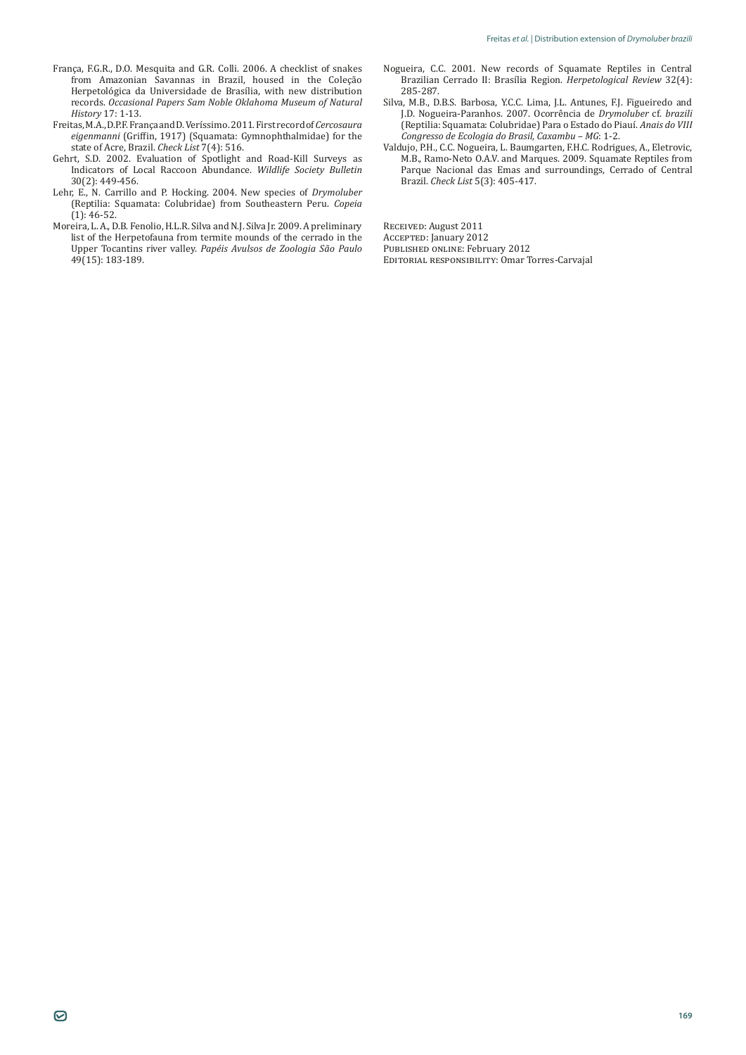França, F.G.R., D.O. Mesquita and G.R. Colli. 2006. A checklist of snakes from Amazonian Savannas in Brazil, housed in the Coleção Herpetológica da Universidade de Brasília, with new distribution records. *Occasional Papers Sam Noble Oklahoma Museum of Natural History* 17: 1-13.

Freitas, M.A., D.P.F. França and D. Veríssimo. 2011. First record of *Cercosaura eigenmanni* (Griffin, 1917) (Squamata: Gymnophthalmidae) for the state of Acre, Brazil. *Check List* 7(4): 516.

Gehrt, S.D. 2002. Evaluation of Spotlight and Road-Kill Surveys as Indicators of Local Raccoon Abundance. *Wildlife Society Bulletin* 30(2): 449-456.

Lehr, E., N. Carrillo and P. Hocking. 2004. New species of *Drymoluber* (Reptilia: Squamata: Colubridae) from Southeastern Peru. *Copeia* (1): 46-52.

Moreira, L. A., D.B. Fenolio, H.L.R. Silva and N.J. Silva Jr. 2009. A preliminary list of the Herpetofauna from termite mounds of the cerrado in the Upper Tocantins river valley. *Papéis Avulsos de Zoologia São Paulo* 49(15): 183-189.

Nogueira, C.C. 2001. New records of Squamate Reptiles in Central Brazilian Cerrado II: Brasília Region. *Herpetological Review* 32(4): 285-287.

Silva, M.B., D.B.S. Barbosa, Y.C.C. Lima, J.L. Antunes, F.J. Figueiredo and J.D. Nogueira-Paranhos. 2007. Ocorrência de *Drymoluber* cf. *brazili* (Reptilia: Squamata: Colubridae) Para o Estado do Piauí. *Anais do VIII Congresso de Ecologia do Brasil, Caxambu – MG*: 1-2.

Valdujo, P.H., C.C. Nogueira, L. Baumgarten, F.H.C. Rodrigues, A., Eletrovic, M.B., Ramo-Neto O.A.V. and Marques. 2009. Squamate Reptiles from Parque Nacional das Emas and surroundings, Cerrado of Central Brazil. *Check List* 5(3): 405-417.

Received: August 2011
Accepted: January 2012
Published online: February 2012
Editorial responsibility: Omar Torres-Carvajal